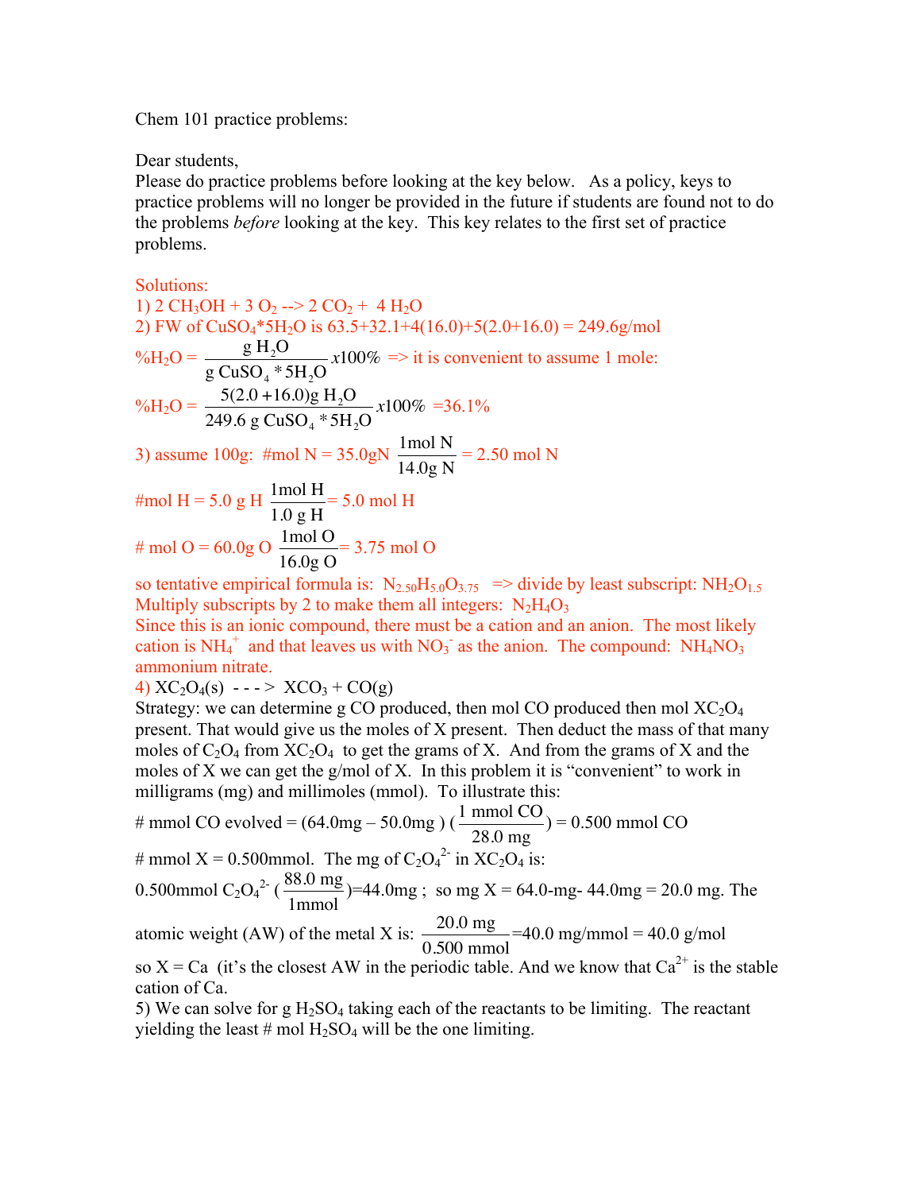Chem 101 practice problems:

Dear students,
Please do practice problems before looking at the key below. As a policy, keys to practice problems will no longer be provided in the future if students are found not to do the problems *before* looking at the key. This key relates to the first set of practice problems.

Solutions:

1) $2\ CH_3OH + 3\ O_2 \rightarrow 2\ CO_2 + 4\ H_2O$

2) FW of $CuSO_4{*}5H_2O$ is 63.5+32.1+4(16.0)+5(2.0+16.0) = 249.6g/mol

$$\%H_2O = \frac{g\ H_2O}{g\ CuSO_4 * 5H_2O} x100\%$$ => it is convenient to assume 1 mole:

$$\%H_2O = \frac{5(2.0+16.0)g\ H_2O}{249.6\ g\ CuSO_4 * 5H_2O} x100\% = 36.1\%$$

3) assume 100g: #mol N = $35.0gN \frac{1mol\ N}{14.0g\ N}$ = 2.50 mol N

#mol H = $5.0\ g\ H \frac{1mol\ H}{1.0\ g\ H}$ = 5.0 mol H

\# mol O = $60.0g\ O \frac{1mol\ O}{16.0g\ O}$ = 3.75 mol O

so tentative empirical formula is: $N_{2.50}H_{5.0}O_{3.75}$ => divide by least subscript: $NH_2O_{1.5}$

Multiply subscripts by 2 to make them all integers: $N_2H_4O_3$

Since this is an ionic compound, there must be a cation and an anion. The most likely cation is $NH_4^+$ and that leaves us with $NO_3^-$ as the anion. The compound: $NH_4NO_3$ ammonium nitrate.

4) $XC_2O_4(s) \rightarrow XCO_3 + CO(g)$

Strategy: we can determine g CO produced, then mol CO produced then mol $XC_2O_4$ present. That would give us the moles of X present. Then deduct the mass of that many moles of $C_2O_4$ from $XC_2O_4$ to get the grams of X. And from the grams of X and the moles of X we can get the g/mol of X. In this problem it is "convenient" to work in milligrams (mg) and millimoles (mmol). To illustrate this:

\# mmol CO evolved = $(64.0mg - 50.0mg)\left(\frac{1\ mmol\ CO}{28.0\ mg}\right)$ = 0.500 mmol CO

\# mmol X = 0.500mmol. The mg of $C_2O_4^{2-}$ in $XC_2O_4$ is:

0.500mmol $C_2O_4^{2-}$ $\left(\frac{88.0\ mg}{1mmol}\right)$=44.0mg ; so mg X = 64.0-mg- 44.0mg = 20.0 mg. The atomic weight (AW) of the metal X is: $\frac{20.0\ mg}{0.500\ mmol}$=40.0 mg/mmol = 40.0 g/mol

so X = Ca (it's the closest AW in the periodic table. And we know that $Ca^{2+}$ is the stable cation of Ca.

5) We can solve for g $H_2SO_4$ taking each of the reactants to be limiting. The reactant yielding the least # mol $H_2SO_4$ will be the one limiting.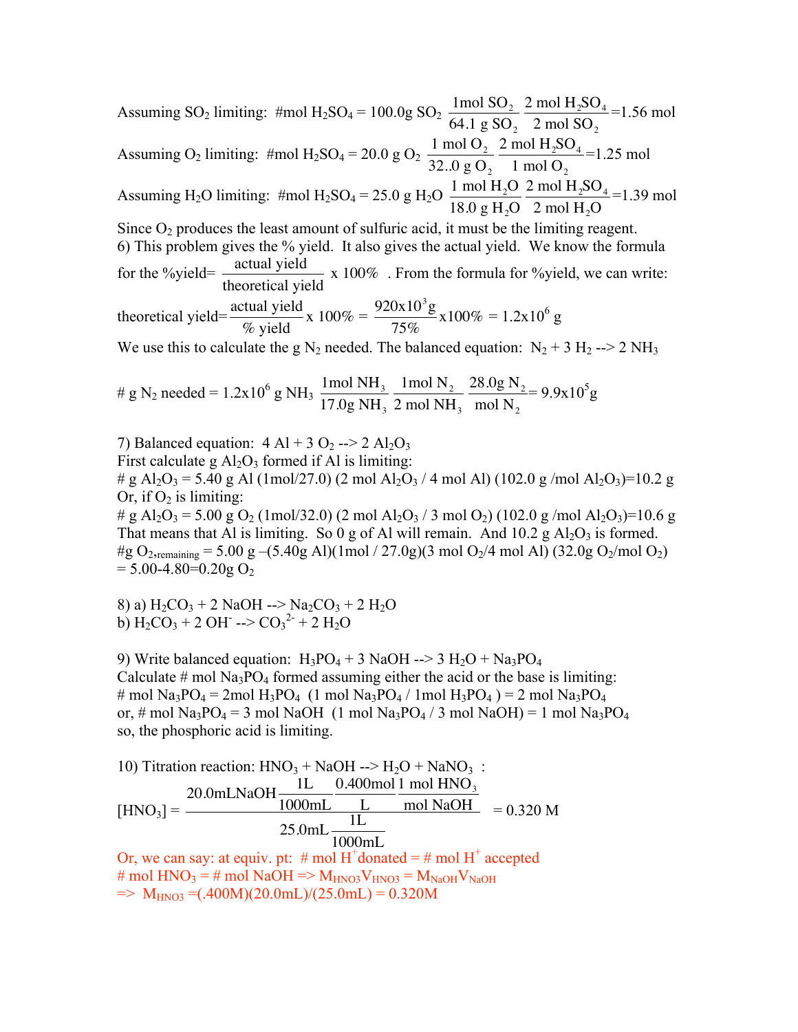Assuming $SO_2$ limiting: #mol $H_2SO_4$ = 100.0g $SO_2$ $\frac{1\text{mol } SO_2}{64.1 \text{ g } SO_2} \frac{2 \text{ mol } H_2SO_4}{2 \text{ mol } SO_2}$=1.56 mol

Assuming $O_2$ limiting: #mol $H_2SO_4$ = 20.0 g $O_2$ $\frac{1 \text{ mol } O_2}{32..0 \text{ g } O_2} \frac{2 \text{ mol } H_2SO_4}{1 \text{ mol } O_2}$=1.25 mol

Assuming $H_2O$ limiting: #mol $H_2SO_4$ = 25.0 g $H_2O$ $\frac{1 \text{ mol } H_2O}{18.0 \text{ g } H_2O} \frac{2 \text{ mol } H_2SO_4}{2 \text{ mol } H_2O}$=1.39 mol

Since $O_2$ produces the least amount of sulfuric acid, it must be the limiting reagent.

6) This problem gives the % yield. It also gives the actual yield. We know the formula for the %yield= $\frac{\text{actual yield}}{\text{theoretical yield}}$ x 100% . From the formula for %yield, we can write:

theoretical yield= $\frac{\text{actual yield}}{\text{\% yield}}$ x 100% = $\frac{920\text{x}10^3\text{g}}{75\%}$x100% = 1.2x$10^6$ g

We use this to calculate the g $N_2$ needed. The balanced equation: $N_2 + 3\ H_2 \rightarrow 2\ NH_3$

# g $N_2$ needed = 1.2x$10^6$ g $NH_3$ $\frac{1\text{mol } NH_3}{17.0\text{g } NH_3} \frac{1\text{mol } N_2}{2 \text{ mol } NH_3} \frac{28.0\text{g } N_2}{\text{mol } N_2}$= 9.9x$10^5$g

7) Balanced equation: $4\ Al + 3\ O_2 \rightarrow 2\ Al_2O_3$

First calculate g $Al_2O_3$ formed if Al is limiting:

# g $Al_2O_3$ = 5.40 g Al (1mol/27.0) (2 mol $Al_2O_3$ / 4 mol Al) (102.0 g /mol $Al_2O_3$)=10.2 g

Or, if $O_2$ is limiting:

# g $Al_2O_3$ = 5.00 g $O_2$ (1mol/32.0) (2 mol $Al_2O_3$ / 3 mol $O_2$) (102.0 g /mol $Al_2O_3$)=10.6 g

That means that Al is limiting. So 0 g of Al will remain. And 10.2 g $Al_2O_3$ is formed.

#g $O_{2,remaining}$ = 5.00 g –(5.40g Al)(1mol / 27.0g)(3 mol $O_2$/4 mol Al) (32.0g $O_2$/mol $O_2$) = 5.00-4.80=0.20g $O_2$

8) a) $H_2CO_3 + 2\ NaOH \rightarrow Na_2CO_3 + 2\ H_2O$

b) $H_2CO_3 + 2\ OH^- \rightarrow CO_3^{2-} + 2\ H_2O$

9) Write balanced equation: $H_3PO_4 + 3\ NaOH \rightarrow 3\ H_2O + Na_3PO_4$

Calculate # mol $Na_3PO_4$ formed assuming either the acid or the base is limiting:

# mol $Na_3PO_4$ = 2mol $H_3PO_4$ (1 mol $Na_3PO_4$ / 1mol $H_3PO_4$ ) = 2 mol $Na_3PO_4$

or, # mol $Na_3PO_4$ = 3 mol NaOH (1 mol $Na_3PO_4$ / 3 mol NaOH) = 1 mol $Na_3PO_4$

so, the phosphoric acid is limiting.

10) Titration reaction: $HNO_3 + NaOH \rightarrow H_2O + NaNO_3$ :

$$[HNO_3] = \frac{20.0\text{mL NaOH} \frac{1\text{L}}{1000\text{mL}} \frac{0.400\text{mol}}{\text{L}} \frac{1 \text{ mol } HNO_3}{\text{mol NaOH}}}{25.0\text{mL} \frac{1\text{L}}{1000\text{mL}}} = 0.320 \text{ M}$$

Or, we can say: at equiv. pt: # mol $H^+$ donated = # mol $H^+$ accepted

# mol $HNO_3$ = # mol NaOH => $M_{HNO3}V_{HNO3} = M_{NaOH}V_{NaOH}$

=> $M_{HNO3}$ =(.400M)(20.0mL)/(25.0mL) = 0.320M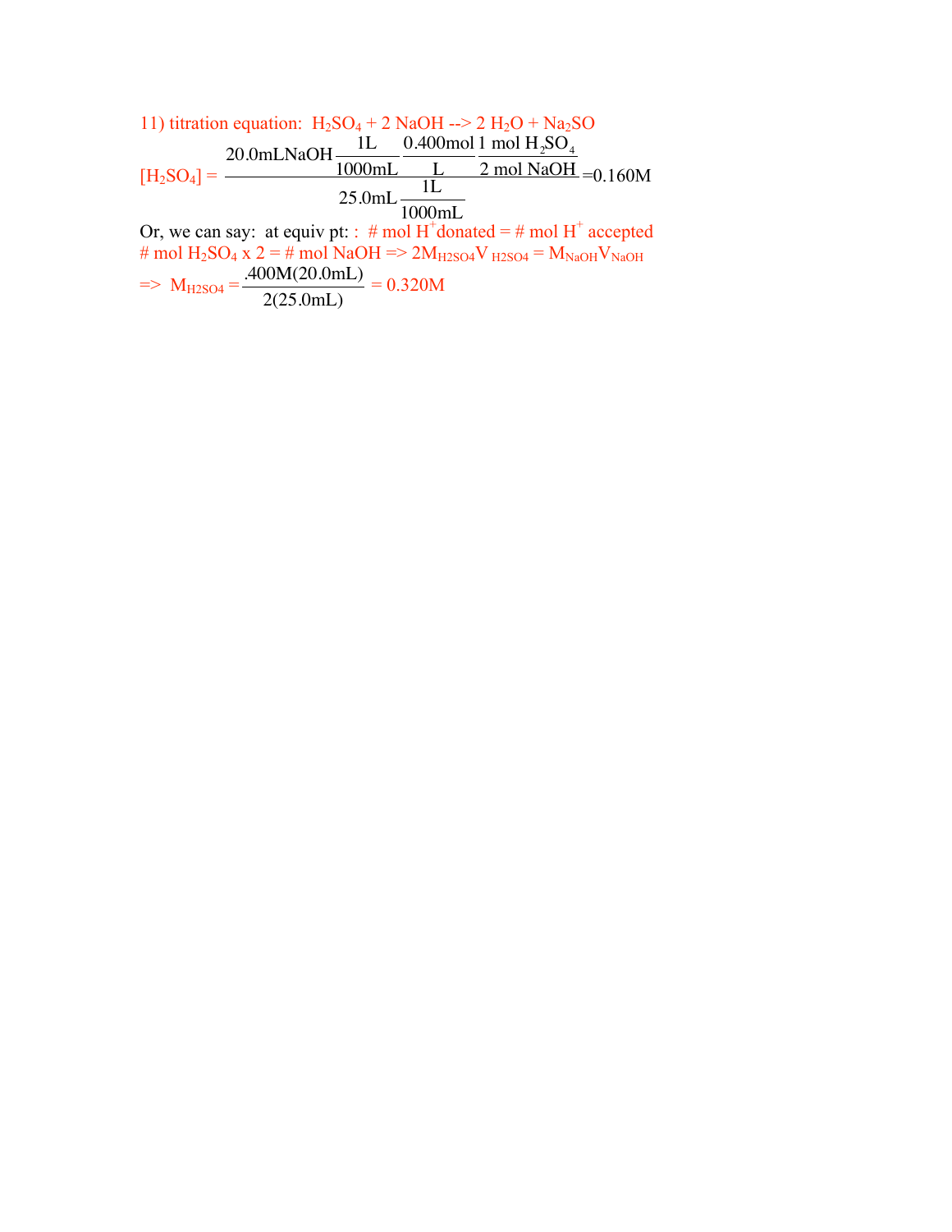11) titration equation: $H_2SO_4 + 2\ NaOH \rightarrow 2\ H_2O + Na_2SO$

$$[H_2SO_4] = \frac{20.0\text{mL}\,\text{NaOH}\,\frac{1\text{L}}{1000\text{mL}}\,\frac{0.400\text{mol}}{\text{L}}\,\frac{1\ \text{mol}\ H_2SO_4}{2\ \text{mol NaOH}}}{25.0\text{mL}\,\frac{1\text{L}}{1000\text{mL}}} = 0.160\text{M}$$

Or, we can say: at equiv pt: : # mol $H^+$donated = # mol $H^+$ accepted

# mol $H_2SO_4$ x 2 = # mol NaOH => $2M_{H2SO4}V_{H2SO4} = M_{NaOH}V_{NaOH}$

$$\Rightarrow\ M_{H2SO4} = \frac{.400\text{M}(20.0\text{mL})}{2(25.0\text{mL})} = 0.320\text{M}$$